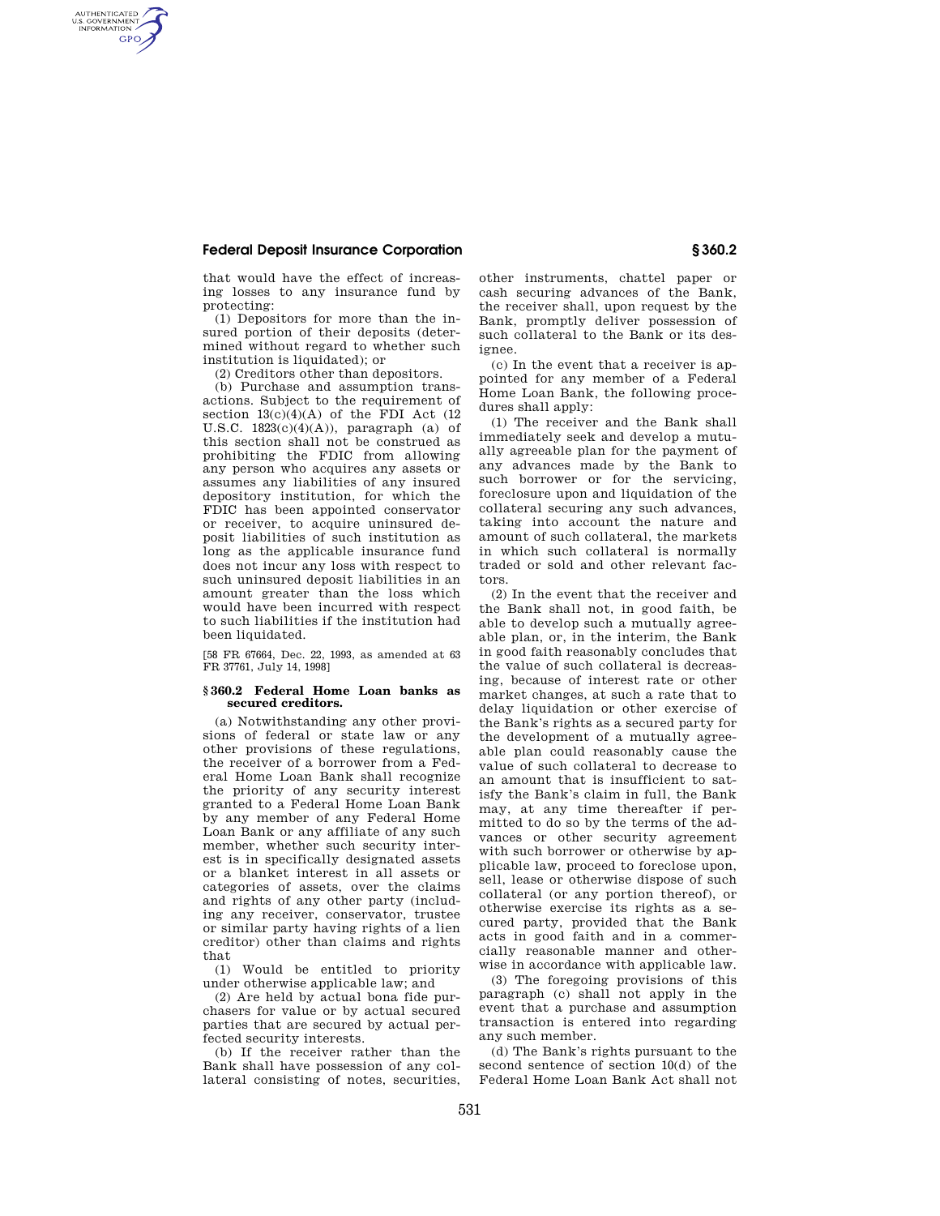that would have the effect of increasing losses to any insurance fund by protecting:

(1) Depositors for more than the insured portion of their deposits (determined without regard to whether such institution is liquidated); or

(2) Creditors other than depositors.

(b) *Purchase and assumption transactions.* Subject to the requirement of section 13(c)(4)(A) of the FDI Act (12 U.S.C. 1823(c)(4)(A)), paragraph (a) of this section shall not be construed as prohibiting the FDIC from allowing any person who acquires any assets or assumes any liabilities of any insured depository institution, for which the FDIC has been appointed conservator or receiver, to acquire uninsured deposit liabilities of such institution as long as the applicable insurance fund does not incur any loss with respect to such uninsured deposit liabilities in an amount greater than the loss which would have been incurred with respect to such liabilities if the institution had been liquidated.

[58 FR 67664, Dec. 22, 1993, as amended at 63 FR 37761, July 14, 1998]

## § 360.2 Federal Home Loan banks as secured creditors.

(a) Notwithstanding any other provisions of federal or state law or any other provisions of these regulations, the receiver of a borrower from a Federal Home Loan Bank shall recognize the priority of any security interest granted to a Federal Home Loan Bank by any member of any Federal Home Loan Bank or any affiliate of any such member, whether such security interest is in specifically designated assets or a blanket interest in all assets or categories of assets, over the claims and rights of any other party (including any receiver, conservator, trustee or similar party having rights of a lien creditor) other than claims and rights that

(1) Would be entitled to priority under otherwise applicable law; and

(2) Are held by actual bona fide purchasers for value or by actual secured parties that are secured by actual perfected security interests.

(b) If the receiver rather than the Bank shall have possession of any collateral consisting of notes, securities, other instruments, chattel paper or cash securing advances of the Bank, the receiver shall, upon request by the Bank, promptly deliver possession of such collateral to the Bank or its designee.

(c) In the event that a receiver is appointed for any member of a Federal Home Loan Bank, the following procedures shall apply:

(1) The receiver and the Bank shall immediately seek and develop a mutually agreeable plan for the payment of any advances made by the Bank to such borrower or for the servicing, foreclosure upon and liquidation of the collateral securing any such advances, taking into account the nature and amount of such collateral, the markets in which such collateral is normally traded or sold and other relevant factors.

(2) In the event that the receiver and the Bank shall not, in good faith, be able to develop such a mutually agreeable plan, or, in the interim, the Bank in good faith reasonably concludes that the value of such collateral is decreasing, because of interest rate or other market changes, at such a rate that to delay liquidation or other exercise of the Bank's rights as a secured party for the development of a mutually agreeable plan could reasonably cause the value of such collateral to decrease to an amount that is insufficient to satisfy the Bank's claim in full, the Bank may, at any time thereafter if permitted to do so by the terms of the advances or other security agreement with such borrower or otherwise by applicable law, proceed to foreclose upon, sell, lease or otherwise dispose of such collateral (or any portion thereof), or otherwise exercise its rights as a secured party, provided that the Bank acts in good faith and in a commercially reasonable manner and otherwise in accordance with applicable law.

(3) The foregoing provisions of this paragraph (c) shall not apply in the event that a purchase and assumption transaction is entered into regarding any such member.

(d) The Bank's rights pursuant to the second sentence of section 10(d) of the Federal Home Loan Bank Act shall not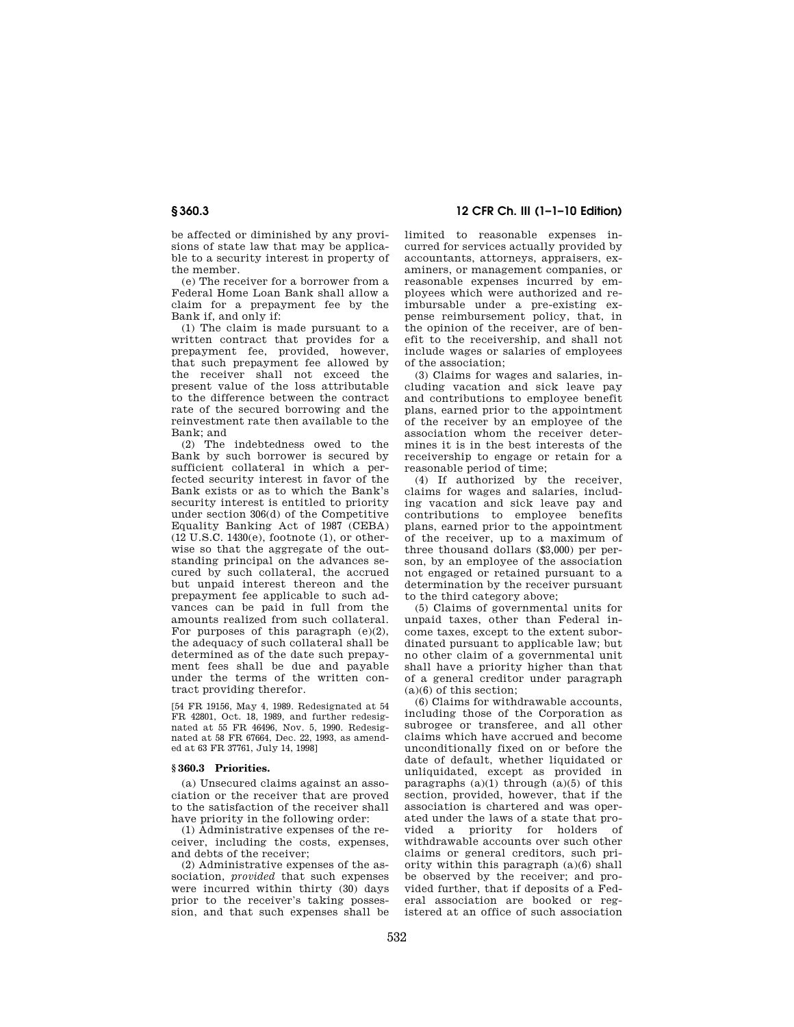be affected or diminished by any provisions of state law that may be applicable to a security interest in property of the member.

(e) The receiver for a borrower from a Federal Home Loan Bank shall allow a claim for a prepayment fee by the Bank if, and only if:

(1) The claim is made pursuant to a written contract that provides for a prepayment fee, provided, however, that such prepayment fee allowed by the receiver shall not exceed the present value of the loss attributable to the difference between the contract rate of the secured borrowing and the reinvestment rate then available to the Bank; and

(2) The indebtedness owed to the Bank by such borrower is secured by sufficient collateral in which a perfected security interest in favor of the Bank exists or as to which the Bank's security interest is entitled to priority under section 306(d) of the Competitive Equality Banking Act of 1987 (CEBA) (12 U.S.C. 1430(e), footnote (1), or otherwise so that the aggregate of the outstanding principal on the advances secured by such collateral, the accrued but unpaid interest thereon and the prepayment fee applicable to such advances can be paid in full from the amounts realized from such collateral. For purposes of this paragraph (e)(2), the adequacy of such collateral shall be determined as of the date such prepayment fees shall be due and payable under the terms of the written contract providing therefor.

[54 FR 19156, May 4, 1989. Redesignated at 54 FR 42801, Oct. 18, 1989, and further redesignated at 55 FR 46496, Nov. 5, 1990. Redesignated at 58 FR 67664, Dec. 22, 1993, as amended at 63 FR 37761, July 14, 1998]

## § 360.3 Priorities.

(a) Unsecured claims against an association or the receiver that are proved to the satisfaction of the receiver shall have priority in the following order:

(1) Administrative expenses of the receiver, including the costs, expenses, and debts of the receiver;

(2) Administrative expenses of the association, *provided* that such expenses were incurred within thirty (30) days prior to the receiver's taking possession, and that such expenses shall be limited to reasonable expenses incurred for services actually provided by accountants, attorneys, appraisers, examiners, or management companies, or reasonable expenses incurred by employees which were authorized and reimbursable under a pre-existing expense reimbursement policy, that, in the opinion of the receiver, are of benefit to the receivership, and shall not include wages or salaries of employees of the association;

(3) Claims for wages and salaries, including vacation and sick leave pay and contributions to employee benefit plans, earned prior to the appointment of the receiver by an employee of the association whom the receiver determines it is in the best interests of the receivership to engage or retain for a reasonable period of time;

(4) If authorized by the receiver, claims for wages and salaries, including vacation and sick leave pay and contributions to employee benefits plans, earned prior to the appointment of the receiver, up to a maximum of three thousand dollars ($3,000) per person, by an employee of the association not engaged or retained pursuant to a determination by the receiver pursuant to the third category above;

(5) Claims of governmental units for unpaid taxes, other than Federal income taxes, except to the extent subordinated pursuant to applicable law; but no other claim of a governmental unit shall have a priority higher than that of a general creditor under paragraph (a)(6) of this section;

(6) Claims for withdrawable accounts, including those of the Corporation as subrogee or transferee, and all other claims which have accrued and become unconditionally fixed on or before the date of default, whether liquidated or unliquidated, except as provided in paragraphs (a)(1) through (a)(5) of this section, provided, however, that if the association is chartered and was operated under the laws of a state that provided a priority for holders of withdrawable accounts over such other claims or general creditors, such priority within this paragraph (a)(6) shall be observed by the receiver; and provided further, that if deposits of a Federal association are booked or registered at an office of such association